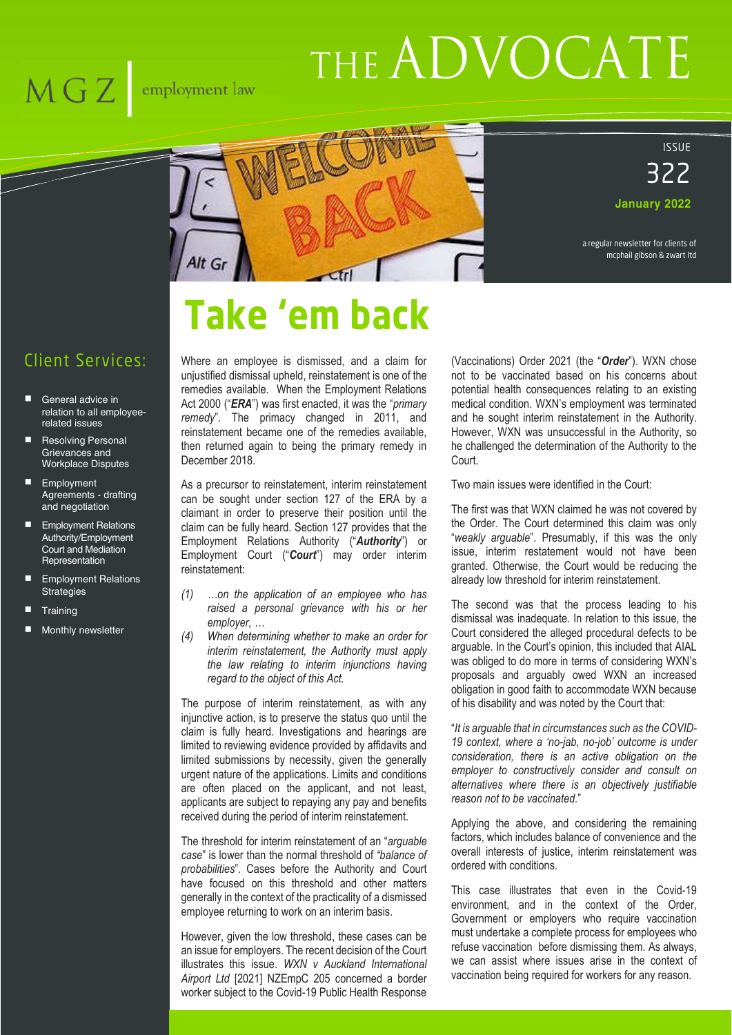MGZ | employment law

# THE ADVOCATE

ISSUE 322

**January 2022**

a regular newsletter for clients of mcphail gibson & zwart ltd

## Client Services:

- General advice in relation to all employee-related issues
- Resolving Personal Grievances and Workplace Disputes
- Employment Agreements - drafting and negotiation
- Employment Relations Authority/Employment Court and Mediation Representation
- Employment Relations Strategies
- Training
- Monthly newsletter

# Take 'em back

Where an employee is dismissed, and a claim for unjustified dismissal upheld, reinstatement is one of the remedies available. When the Employment Relations Act 2000 ("***ERA***") was first enacted, it was the "*primary remedy*". The primacy changed in 2011, and reinstatement became one of the remedies available, then returned again to being the primary remedy in December 2018.

As a precursor to reinstatement, interim reinstatement can be sought under section 127 of the ERA by a claimant in order to preserve their position until the claim can be fully heard. Section 127 provides that the Employment Relations Authority ("***Authority***") or Employment Court ("***Court***") may order interim reinstatement:

> (1) *…on the application of an employee who has raised a personal grievance with his or her employer, …*
>
> (4) *When determining whether to make an order for interim reinstatement, the Authority must apply the law relating to interim injunctions having regard to the object of this Act.*

The purpose of interim reinstatement, as with any injunctive action, is to preserve the status quo until the claim is fully heard. Investigations and hearings are limited to reviewing evidence provided by affidavits and limited submissions by necessity, given the generally urgent nature of the applications. Limits and conditions are often placed on the applicant, and not least, applicants are subject to repaying any pay and benefits received during the period of interim reinstatement.

The threshold for interim reinstatement of an "*arguable case*" is lower than the normal threshold of *"balance of probabilities*". Cases before the Authority and Court have focused on this threshold and other matters generally in the context of the practicality of a dismissed employee returning to work on an interim basis.

However, given the low threshold, these cases can be an issue for employers. The recent decision of the Court illustrates this issue. *WXN v Auckland International Airport Ltd* [2021] NZEmpC 205 concerned a border worker subject to the Covid-19 Public Health Response (Vaccinations) Order 2021 (the "***Order***"). WXN chose not to be vaccinated based on his concerns about potential health consequences relating to an existing medical condition. WXN's employment was terminated and he sought interim reinstatement in the Authority. However, WXN was unsuccessful in the Authority, so he challenged the determination of the Authority to the Court.

Two main issues were identified in the Court:

The first was that WXN claimed he was not covered by the Order. The Court determined this claim was only "*weakly arguable*". Presumably, if this was the only issue, interim restatement would not have been granted. Otherwise, the Court would be reducing the already low threshold for interim reinstatement.

The second was that the process leading to his dismissal was inadequate. In relation to this issue, the Court considered the alleged procedural defects to be arguable. In the Court's opinion, this included that AIAL was obliged to do more in terms of considering WXN's proposals and arguably owed WXN an increased obligation in good faith to accommodate WXN because of his disability and was noted by the Court that:

"*It is arguable that in circumstances such as the COVID-19 context, where a 'no-jab, no-job' outcome is under consideration, there is an active obligation on the employer to constructively consider and consult on alternatives where there is an objectively justifiable reason not to be vaccinated.*"

Applying the above, and considering the remaining factors, which includes balance of convenience and the overall interests of justice, interim reinstatement was ordered with conditions.

This case illustrates that even in the Covid-19 environment, and in the context of the Order, Government or employers who require vaccination must undertake a complete process for employees who refuse vaccination before dismissing them. As always, we can assist where issues arise in the context of vaccination being required for workers for any reason.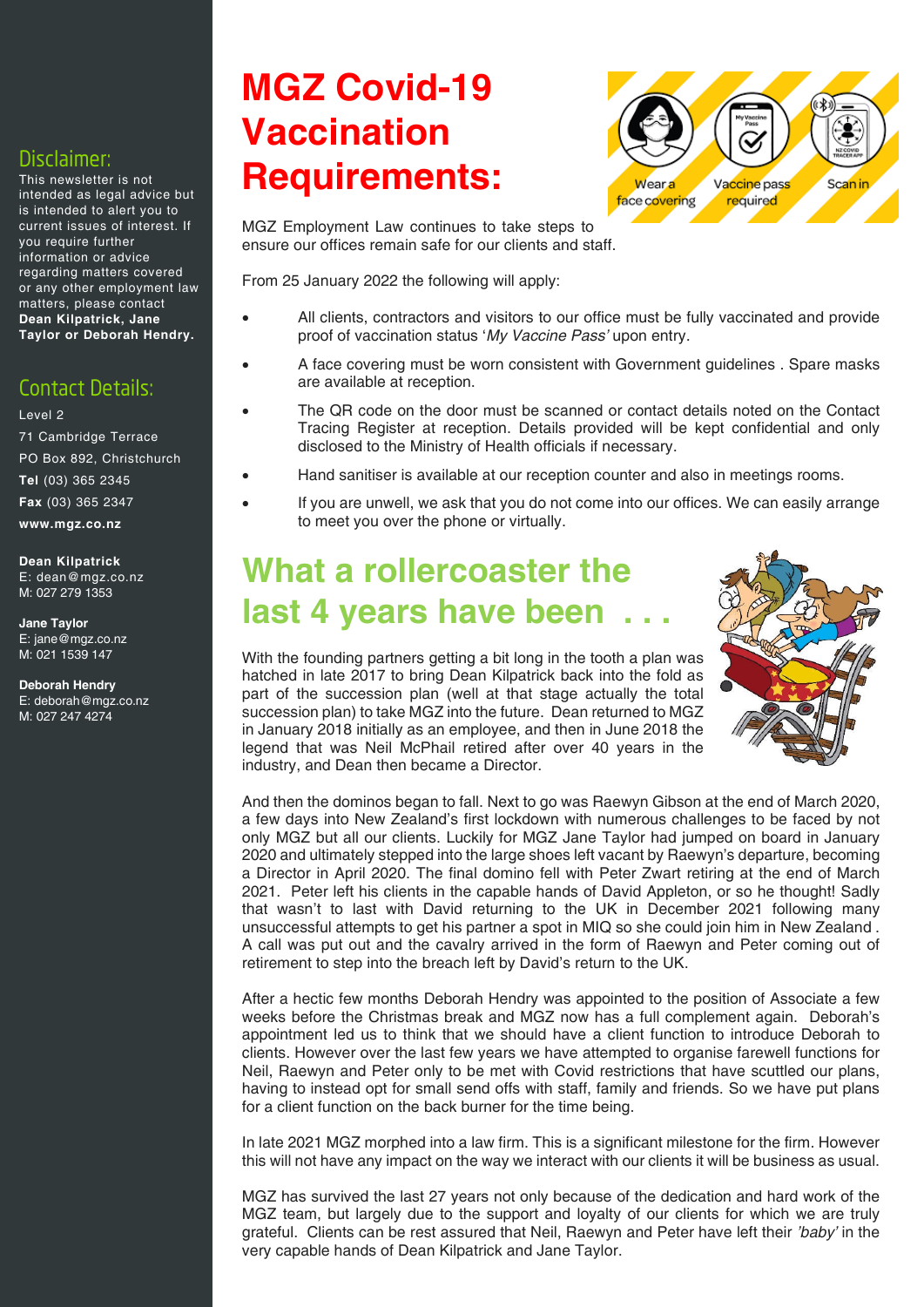## Disclaimer:

This newsletter is not intended as legal advice but is intended to alert you to current issues of interest. If you require further information or advice regarding matters covered or any other employment law matters, please contact **Dean Kilpatrick, Jane Taylor or Deborah Hendry.**

## Contact Details:

Level 2
71 Cambridge Terrace
PO Box 892, Christchurch
**Tel** (03) 365 2345
**Fax** (03) 365 2347
**www.mgz.co.nz**

**Dean Kilpatrick**
E: dean@mgz.co.nz
M: 027 279 1353

**Jane Taylor**
E: jane@mgz.co.nz
M: 021 1539 147

**Deborah Hendry**
E: deborah@mgz.co.nz
M: 027 247 4274

# MGZ Covid-19 Vaccination Requirements:

Wear a face covering
Vaccine pass required
Scan in

MGZ Employment Law continues to take steps to ensure our offices remain safe for our clients and staff.

From 25 January 2022 the following will apply:

- All clients, contractors and visitors to our office must be fully vaccinated and provide proof of vaccination status '*My Vaccine Pass*' upon entry.
- A face covering must be worn consistent with Government guidelines . Spare masks are available at reception.
- The QR code on the door must be scanned or contact details noted on the Contact Tracing Register at reception. Details provided will be kept confidential and only disclosed to the Ministry of Health officials if necessary.
- Hand sanitiser is available at our reception counter and also in meetings rooms.
- If you are unwell, we ask that you do not come into our offices. We can easily arrange to meet you over the phone or virtually.

# What a rollercoaster the last 4 years have been . . .

With the founding partners getting a bit long in the tooth a plan was hatched in late 2017 to bring Dean Kilpatrick back into the fold as part of the succession plan (well at that stage actually the total succession plan) to take MGZ into the future. Dean returned to MGZ in January 2018 initially as an employee, and then in June 2018 the legend that was Neil McPhail retired after over 40 years in the industry, and Dean then became a Director.

And then the dominos began to fall. Next to go was Raewyn Gibson at the end of March 2020, a few days into New Zealand's first lockdown with numerous challenges to be faced by not only MGZ but all our clients. Luckily for MGZ Jane Taylor had jumped on board in January 2020 and ultimately stepped into the large shoes left vacant by Raewyn's departure, becoming a Director in April 2020. The final domino fell with Peter Zwart retiring at the end of March 2021. Peter left his clients in the capable hands of David Appleton, or so he thought! Sadly that wasn't to last with David returning to the UK in December 2021 following many unsuccessful attempts to get his partner a spot in MIQ so she could join him in New Zealand . A call was put out and the cavalry arrived in the form of Raewyn and Peter coming out of retirement to step into the breach left by David's return to the UK.

After a hectic few months Deborah Hendry was appointed to the position of Associate a few weeks before the Christmas break and MGZ now has a full complement again. Deborah's appointment led us to think that we should have a client function to introduce Deborah to clients. However over the last few years we have attempted to organise farewell functions for Neil, Raewyn and Peter only to be met with Covid restrictions that have scuttled our plans, having to instead opt for small send offs with staff, family and friends. So we have put plans for a client function on the back burner for the time being.

In late 2021 MGZ morphed into a law firm. This is a significant milestone for the firm. However this will not have any impact on the way we interact with our clients it will be business as usual.

MGZ has survived the last 27 years not only because of the dedication and hard work of the MGZ team, but largely due to the support and loyalty of our clients for which we are truly grateful. Clients can be rest assured that Neil, Raewyn and Peter have left their *'baby'* in the very capable hands of Dean Kilpatrick and Jane Taylor.